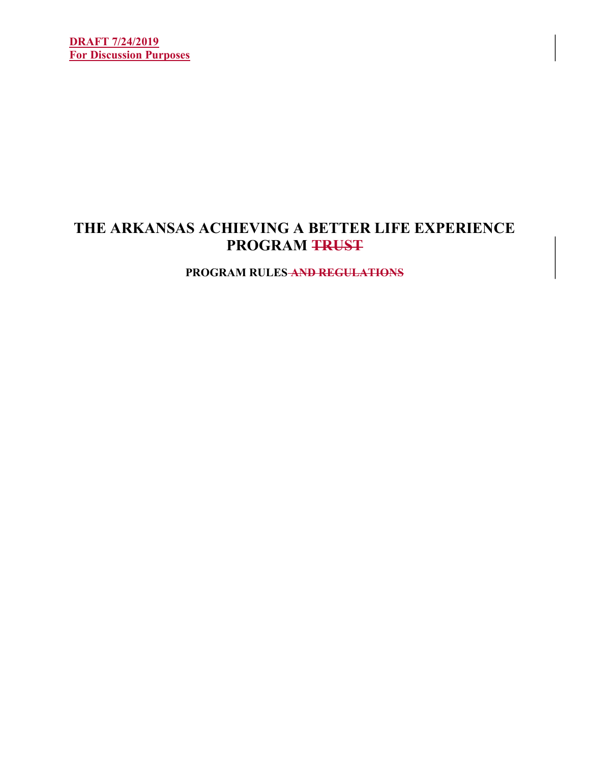**DRAFT 7/24/2019**
**For Discussion Purposes**

# THE ARKANSAS ACHIEVING A BETTER LIFE EXPERIENCE PROGRAM ~~TRUST~~

## PROGRAM RULES ~~AND REGULATIONS~~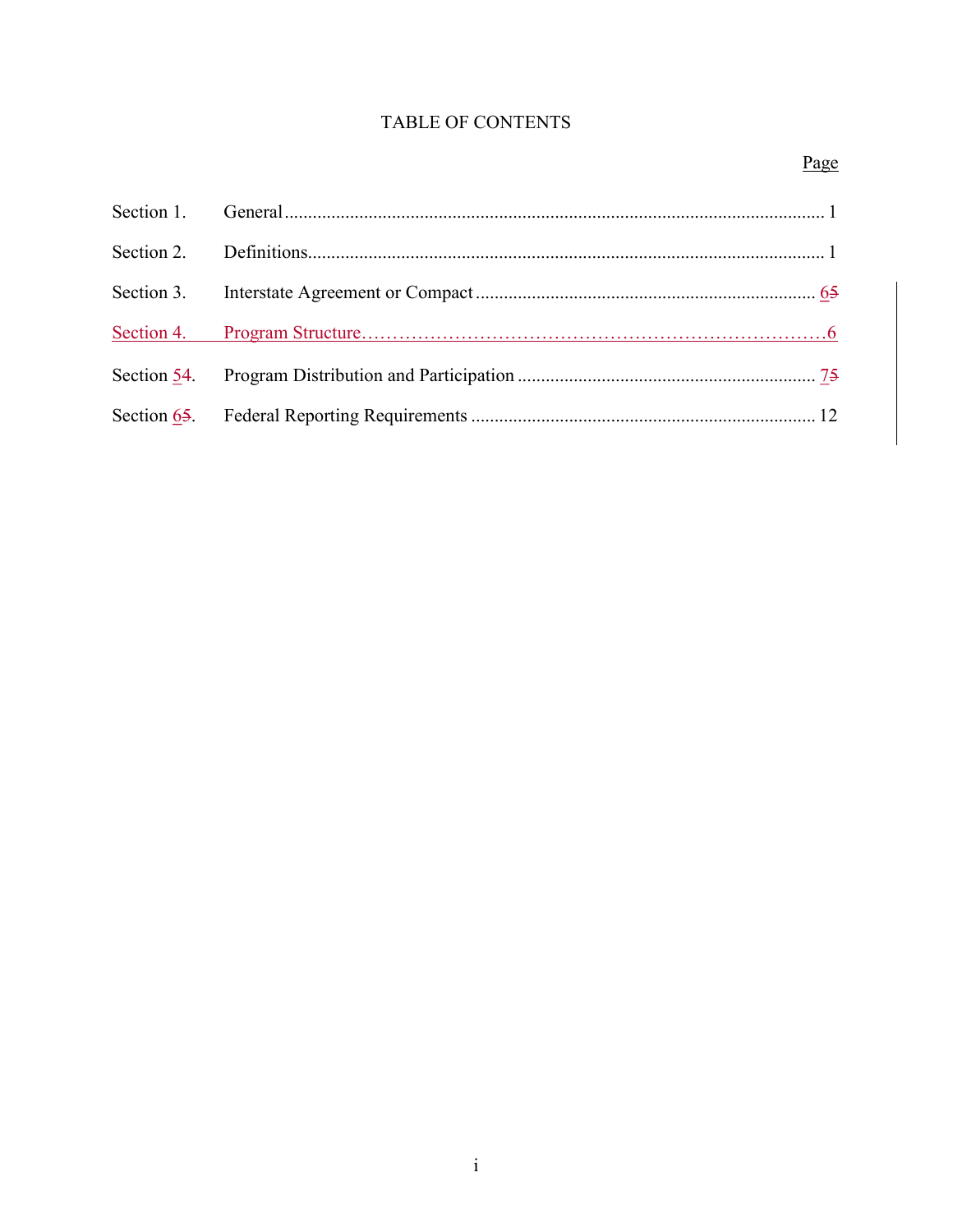# TABLE OF CONTENTS

| | | Page |
|---|---|---|
| Section 1. | General | 1 |
| Section 2. | Definitions | 1 |
| Section 3. | Interstate Agreement or Compact | 65 |
| Section 4. | Program Structure | 6 |
| Section 54. | Program Distribution and Participation | 75 |
| Section 65. | Federal Reporting Requirements | 12 |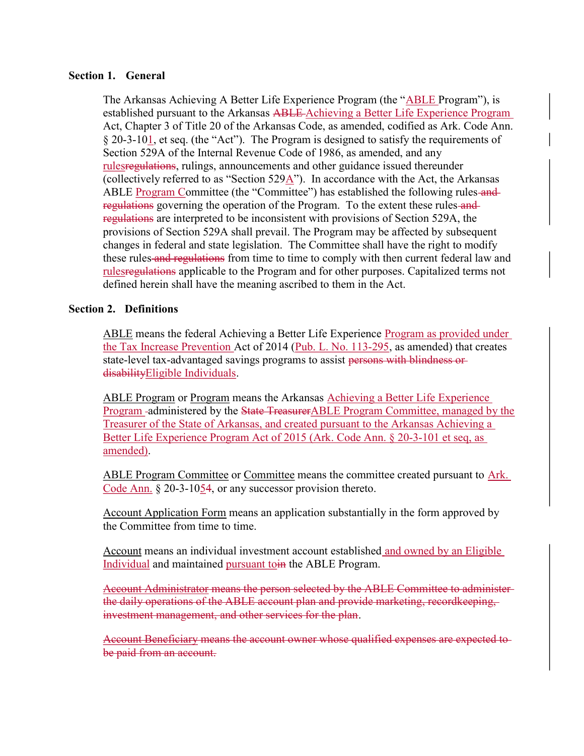**Section 1. General**

The Arkansas Achieving A Better Life Experience Program (the "ABLE Program"), is established pursuant to the Arkansas ~~ABLE~~ Achieving a Better Life Experience Program Act, Chapter 3 of Title 20 of the Arkansas Code, as amended, codified as Ark. Code Ann. § 20-3-101, et seq. (the "Act"). The Program is designed to satisfy the requirements of Section 529A of the Internal Revenue Code of 1986, as amended, and any rules~~regulations~~, rulings, announcements and other guidance issued thereunder (collectively referred to as "Section 529A"). In accordance with the Act, the Arkansas ABLE Program Committee (the "Committee") has established the following rules ~~and regulations~~ governing the operation of the Program. To the extent these rules ~~and regulations~~ are interpreted to be inconsistent with provisions of Section 529A, the provisions of Section 529A shall prevail. The Program may be affected by subsequent changes in federal and state legislation. The Committee shall have the right to modify these rules ~~and regulations~~ from time to time to comply with then current federal law and rules~~regulations~~ applicable to the Program and for other purposes. Capitalized terms not defined herein shall have the meaning ascribed to them in the Act.

**Section 2. Definitions**

ABLE means the federal Achieving a Better Life Experience Program as provided under the Tax Increase Prevention Act of 2014 (Pub. L. No. 113-295, as amended) that creates state-level tax-advantaged savings programs to assist ~~persons with blindness or disability~~Eligible Individuals.

ABLE Program or Program means the Arkansas Achieving a Better Life Experience Program administered by the ~~State Treasurer~~ABLE Program Committee, managed by the Treasurer of the State of Arkansas, and created pursuant to the Arkansas Achieving a Better Life Experience Program Act of 2015 (Ark. Code Ann. § 20-3-101 et seq, as amended).

ABLE Program Committee or Committee means the committee created pursuant to Ark. Code Ann. § 20-3-10~~4~~5, or any successor provision thereto.

Account Application Form means an application substantially in the form approved by the Committee from time to time.

Account means an individual investment account established and owned by an Eligible Individual and maintained pursuant to~~in~~ the ABLE Program.

~~Account Administrator means the person selected by the ABLE Committee to administer the daily operations of the ABLE account plan and provide marketing, recordkeeping, investment management, and other services for the plan.~~

~~Account Beneficiary means the account owner whose qualified expenses are expected to be paid from an account.~~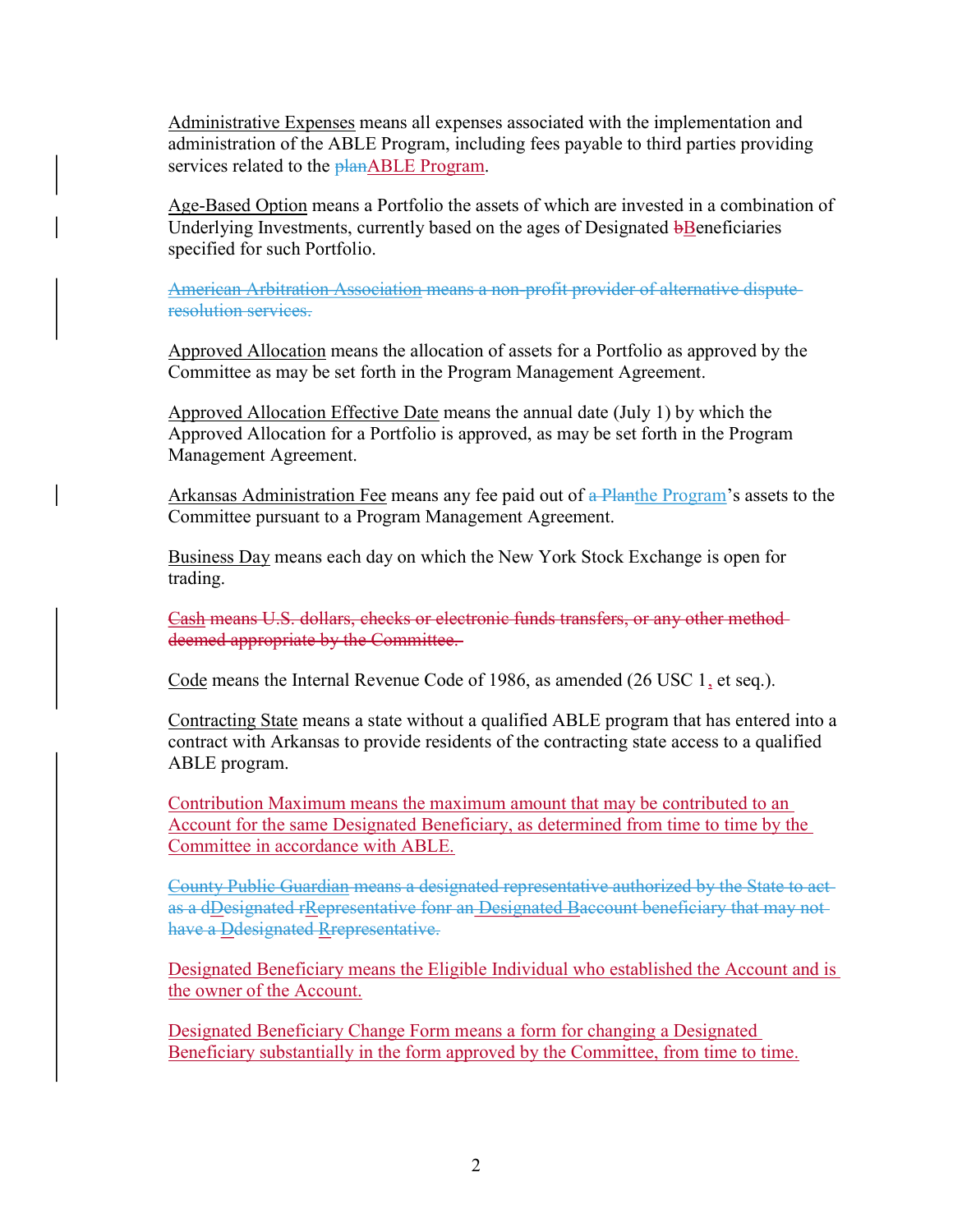Administrative Expenses means all expenses associated with the implementation and administration of the ABLE Program, including fees payable to third parties providing services related to the ~~plan~~ABLE Program.

Age-Based Option means a Portfolio the assets of which are invested in a combination of Underlying Investments, currently based on the ages of Designated ~~b~~Beneficiaries specified for such Portfolio.

~~American Arbitration Association means a non-profit provider of alternative dispute resolution services.~~

Approved Allocation means the allocation of assets for a Portfolio as approved by the Committee as may be set forth in the Program Management Agreement.

Approved Allocation Effective Date means the annual date (July 1) by which the Approved Allocation for a Portfolio is approved, as may be set forth in the Program Management Agreement.

Arkansas Administration Fee means any fee paid out of ~~a Plan~~the Program's assets to the Committee pursuant to a Program Management Agreement.

Business Day means each day on which the New York Stock Exchange is open for trading.

~~Cash means U.S. dollars, checks or electronic funds transfers, or any other method deemed appropriate by the Committee.~~

Code means the Internal Revenue Code of 1986, as amended (26 USC 1, et seq.).

Contracting State means a state without a qualified ABLE program that has entered into a contract with Arkansas to provide residents of the contracting state access to a qualified ABLE program.

Contribution Maximum means the maximum amount that may be contributed to an Account for the same Designated Beneficiary, as determined from time to time by the Committee in accordance with ABLE.

~~County Public Guardian means a designated representative authorized by the State to act as a dDesignated rRepresentative fonr an Designated Baccount beneficiary that may not have a Ddesignated Rrepresentative.~~

Designated Beneficiary means the Eligible Individual who established the Account and is the owner of the Account.

Designated Beneficiary Change Form means a form for changing a Designated Beneficiary substantially in the form approved by the Committee, from time to time.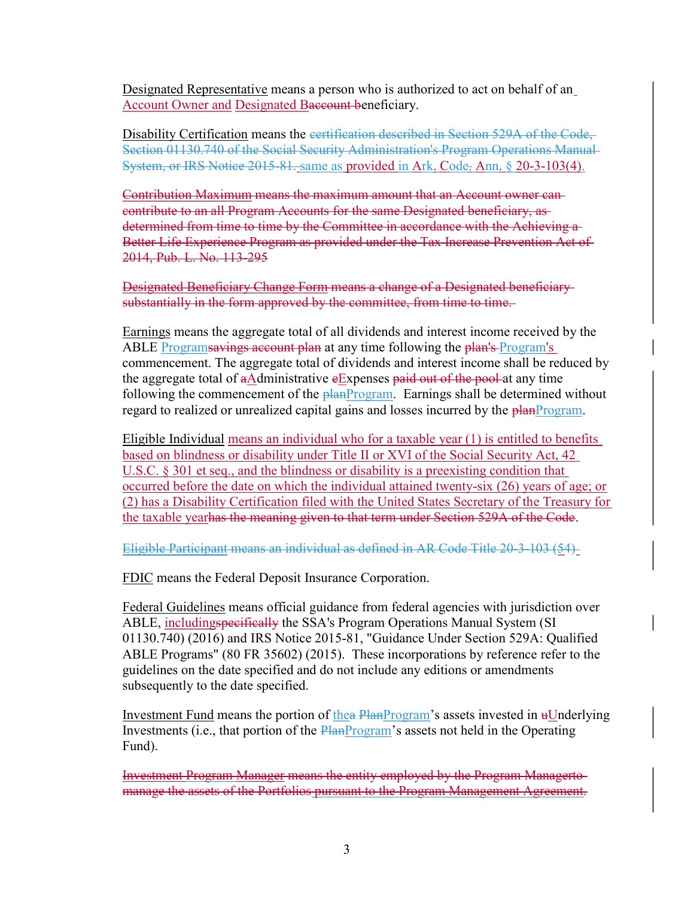<u>Designated Representative</u> means a person who is authorized to act on behalf of an Account Owner and Designated Baccount beneficiary.

<u>Disability Certification</u> means the ~~certification described in Section 529A of the Code, Section 01130.740 of the Social Security Administration's Program Operations Manual System, or IRS Notice 2015-81.~~ same as provided in Ark. Code. Ann. § 20-3-103(4).

~~Contribution Maximum means the maximum amount that an Account owner can contribute to an all Program Accounts for the same Designated beneficiary, as determined from time to time by the Committee in accordance with the Achieving a Better Life Experience Program as provided under the Tax Increase Prevention Act of 2014, Pub. L. No. 113-295~~

~~Designated Beneficiary Change Form means a change of a Designated beneficiary substantially in the form approved by the committee, from time to time.~~

<u>Earnings</u> means the aggregate total of all dividends and interest income received by the ABLE Program~~savings account plan~~ at any time following the ~~plan's~~ Program's commencement. The aggregate total of dividends and interest income shall be reduced by the aggregate total of ~~a~~Administrative ~~e~~Expenses ~~paid out of the pool~~ at any time following the commencement of the ~~plan~~Program. Earnings shall be determined without regard to realized or unrealized capital gains and losses incurred by the ~~plan~~Program.

<u>Eligible Individual</u> means an individual who for a taxable year (1) is entitled to benefits based on blindness or disability under Title II or XVI of the Social Security Act, 42 U.S.C. § 301 et seq., and the blindness or disability is a preexisting condition that occurred before the date on which the individual attained twenty-six (26) years of age; or (2) has a Disability Certification filed with the United States Secretary of the Treasury for the taxable year~~has the meaning given to that term under Section 529A of the Code~~.

~~Eligible Participant means an individual as defined in AR Code Title 20-3-103 (54)~~

<u>FDIC</u> means the Federal Deposit Insurance Corporation.

<u>Federal Guidelines</u> means official guidance from federal agencies with jurisdiction over ABLE, including~~specifically~~ the SSA's Program Operations Manual System (SI 01130.740) (2016) and IRS Notice 2015-81, "Guidance Under Section 529A: Qualified ABLE Programs" (80 FR 35602) (2015). These incorporations by reference refer to the guidelines on the date specified and do not include any editions or amendments subsequently to the date specified.

<u>Investment Fund</u> means the portion of the~~a~~ ~~Plan~~Program's assets invested in ~~u~~Underlying Investments (i.e., that portion of the ~~Plan~~Program's assets not held in the Operating Fund).

~~Investment Program Manager means the entity employed by the Program Managerto manage the assets of the Portfolios pursuant to the Program Management Agreement.~~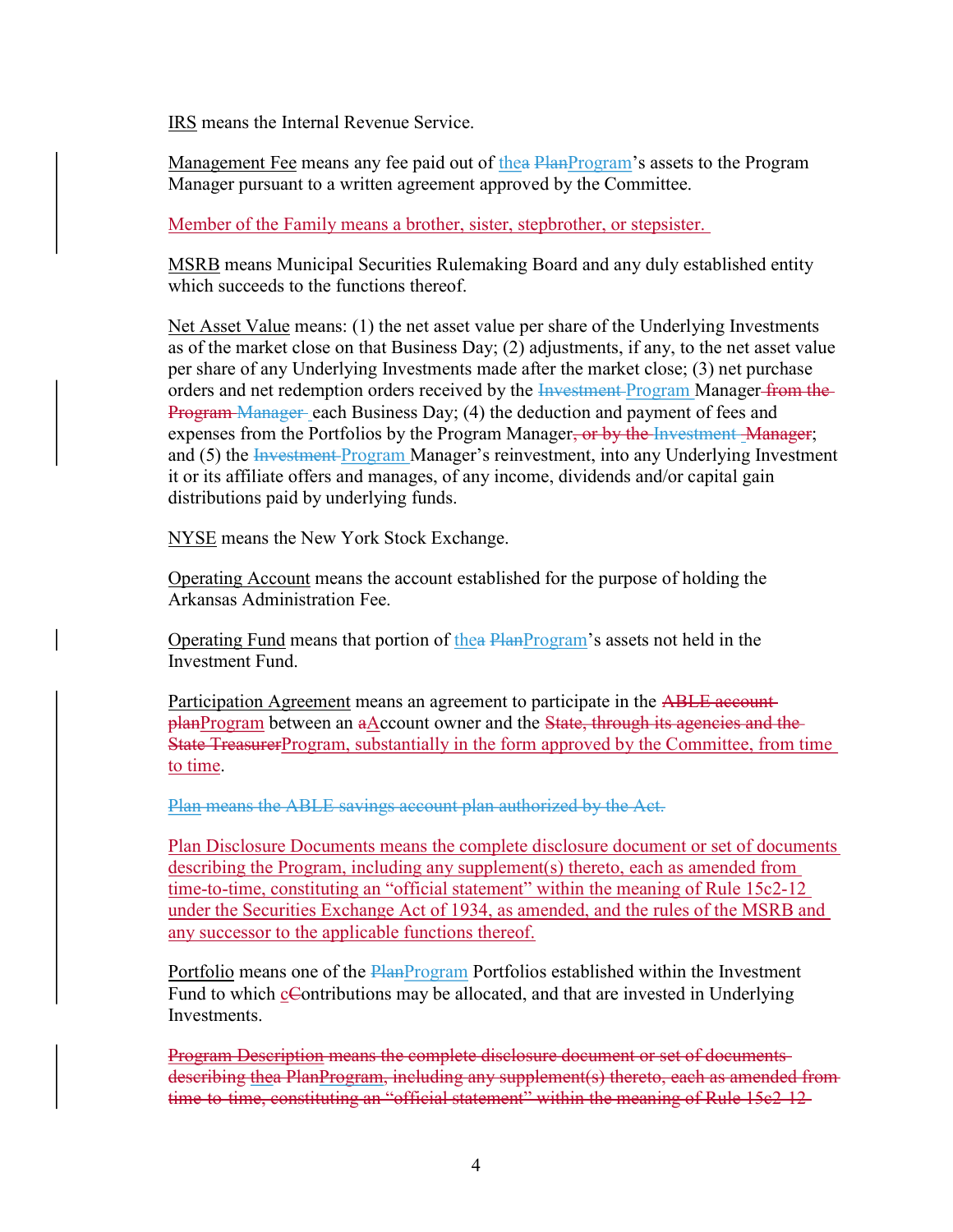IRS means the Internal Revenue Service.

Management Fee means any fee paid out of thea PlanProgram's assets to the Program Manager pursuant to a written agreement approved by the Committee.

Member of the Family means a brother, sister, stepbrother, or stepsister.

MSRB means Municipal Securities Rulemaking Board and any duly established entity which succeeds to the functions thereof.

Net Asset Value means: (1) the net asset value per share of the Underlying Investments as of the market close on that Business Day; (2) adjustments, if any, to the net asset value per share of any Underlying Investments made after the market close; (3) net purchase orders and net redemption orders received by the Investment Program Manager from the Program Manager each Business Day; (4) the deduction and payment of fees and expenses from the Portfolios by the Program Manager, or by the Investment Manager; and (5) the Investment Program Manager's reinvestment, into any Underlying Investment it or its affiliate offers and manages, of any income, dividends and/or capital gain distributions paid by underlying funds.

NYSE means the New York Stock Exchange.

Operating Account means the account established for the purpose of holding the Arkansas Administration Fee.

Operating Fund means that portion of thea PlanProgram's assets not held in the Investment Fund.

Participation Agreement means an agreement to participate in the ABLE account planProgram between an aAccount owner and the State, through its agencies and the State TreasurerProgram, substantially in the form approved by the Committee, from time to time.

Plan means the ABLE savings account plan authorized by the Act.

Plan Disclosure Documents means the complete disclosure document or set of documents describing the Program, including any supplement(s) thereto, each as amended from time-to-time, constituting an "official statement" within the meaning of Rule 15c2-12 under the Securities Exchange Act of 1934, as amended, and the rules of the MSRB and any successor to the applicable functions thereof.

Portfolio means one of the PlanProgram Portfolios established within the Investment Fund to which cContributions may be allocated, and that are invested in Underlying Investments.

Program Description means the complete disclosure document or set of documents describing thea PlanProgram, including any supplement(s) thereto, each as amended from time-to-time, constituting an "official statement" within the meaning of Rule 15c2-12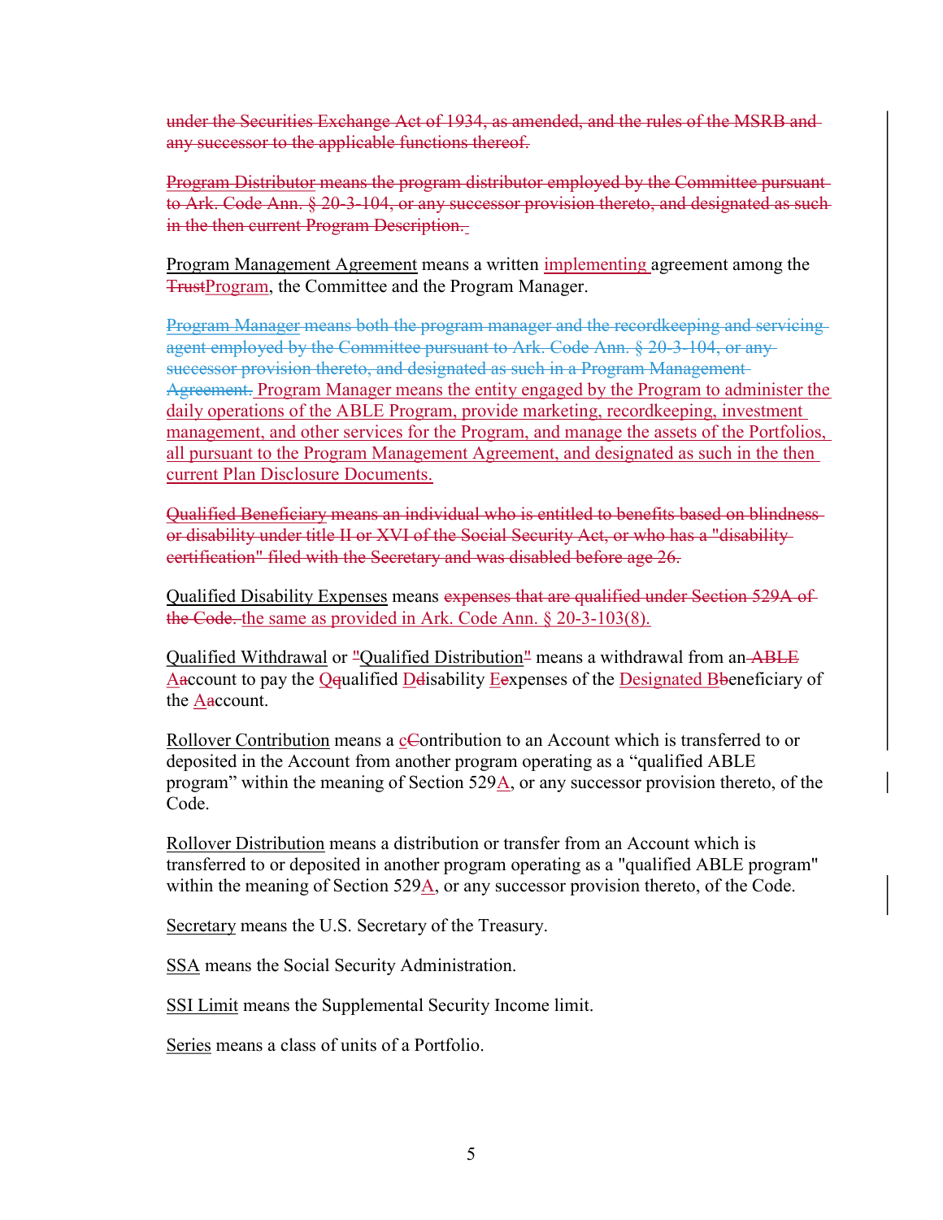~~under the Securities Exchange Act of 1934, as amended, and the rules of the MSRB and any successor to the applicable functions thereof.~~

~~Program Distributor means the program distributor employed by the Committee pursuant to Ark. Code Ann. § 20-3-104, or any successor provision thereto, and designated as such in the then current Program Description.~~

Program Management Agreement means a written implementing agreement among the ~~Trust~~Program, the Committee and the Program Manager.

~~Program Manager means both the program manager and the recordkeeping and servicing agent employed by the Committee pursuant to Ark. Code Ann. § 20-3-104, or any successor provision thereto, and designated as such in a Program Management Agreement.~~ Program Manager means the entity engaged by the Program to administer the daily operations of the ABLE Program, provide marketing, recordkeeping, investment management, and other services for the Program, and manage the assets of the Portfolios, all pursuant to the Program Management Agreement, and designated as such in the then current Plan Disclosure Documents.

~~Qualified Beneficiary means an individual who is entitled to benefits based on blindness or disability under title II or XVI of the Social Security Act, or who has a "disability certification" filed with the Secretary and was disabled before age 26.~~

Qualified Disability Expenses means ~~expenses that are qualified under Section 529A of the Code.~~ the same as provided in Ark. Code Ann. § 20-3-103(8).

Qualified Withdrawal or ~~"~~Qualified Distribution~~"~~ means a withdrawal from an ~~ABLE~~ A~~a~~ccount to pay the Q~~q~~ualified D~~d~~isability E~~e~~xpenses of the Designated B~~b~~eneficiary of the Aaccount.

Rollover Contribution means a c~~C~~ontribution to an Account which is transferred to or deposited in the Account from another program operating as a "qualified ABLE program" within the meaning of Section 529A, or any successor provision thereto, of the Code.

Rollover Distribution means a distribution or transfer from an Account which is transferred to or deposited in another program operating as a "qualified ABLE program" within the meaning of Section 529A, or any successor provision thereto, of the Code.

Secretary means the U.S. Secretary of the Treasury.

SSA means the Social Security Administration.

SSI Limit means the Supplemental Security Income limit.

Series means a class of units of a Portfolio.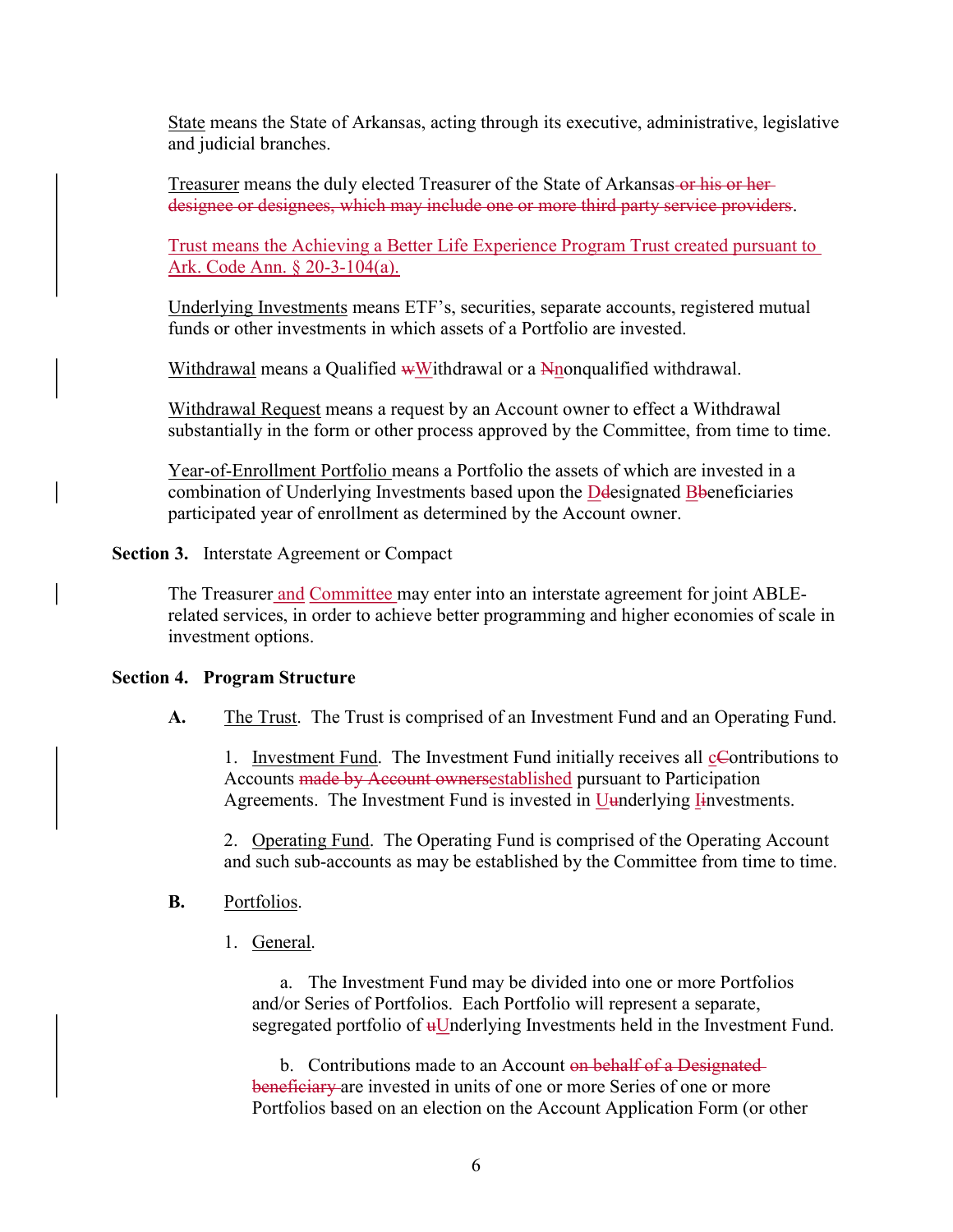State means the State of Arkansas, acting through its executive, administrative, legislative and judicial branches.

Treasurer means the duly elected Treasurer of the State of Arkansas ~~or his or her designee or designees, which may include one or more third party service providers~~.

Trust means the Achieving a Better Life Experience Program Trust created pursuant to Ark. Code Ann. § 20-3-104(a).

Underlying Investments means ETF's, securities, separate accounts, registered mutual funds or other investments in which assets of a Portfolio are invested.

Withdrawal means a Qualified ~~w~~Withdrawal or a ~~N~~nonqualified withdrawal.

Withdrawal Request means a request by an Account owner to effect a Withdrawal substantially in the form or other process approved by the Committee, from time to time.

Year-of-Enrollment Portfolio means a Portfolio the assets of which are invested in a combination of Underlying Investments based upon the D~~d~~esignated B~~b~~eneficiaries participated year of enrollment as determined by the Account owner.

**Section 3.** Interstate Agreement or Compact

The Treasurer and Committee may enter into an interstate agreement for joint ABLE-related services, in order to achieve better programming and higher economies of scale in investment options.

## Section 4. Program Structure

**A.** The Trust. The Trust is comprised of an Investment Fund and an Operating Fund.

1. Investment Fund. The Investment Fund initially receives all c~~C~~ontributions to Accounts ~~made by Account owners~~established pursuant to Participation Agreements. The Investment Fund is invested in U~~u~~nderlying I~~i~~nvestments.

2. Operating Fund. The Operating Fund is comprised of the Operating Account and such sub-accounts as may be established by the Committee from time to time.

**B.** Portfolios.

1. General.

a. The Investment Fund may be divided into one or more Portfolios and/or Series of Portfolios. Each Portfolio will represent a separate, segregated portfolio of ~~u~~Underlying Investments held in the Investment Fund.

b. Contributions made to an Account ~~on behalf of a Designated beneficiary~~ are invested in units of one or more Series of one or more Portfolios based on an election on the Account Application Form (or other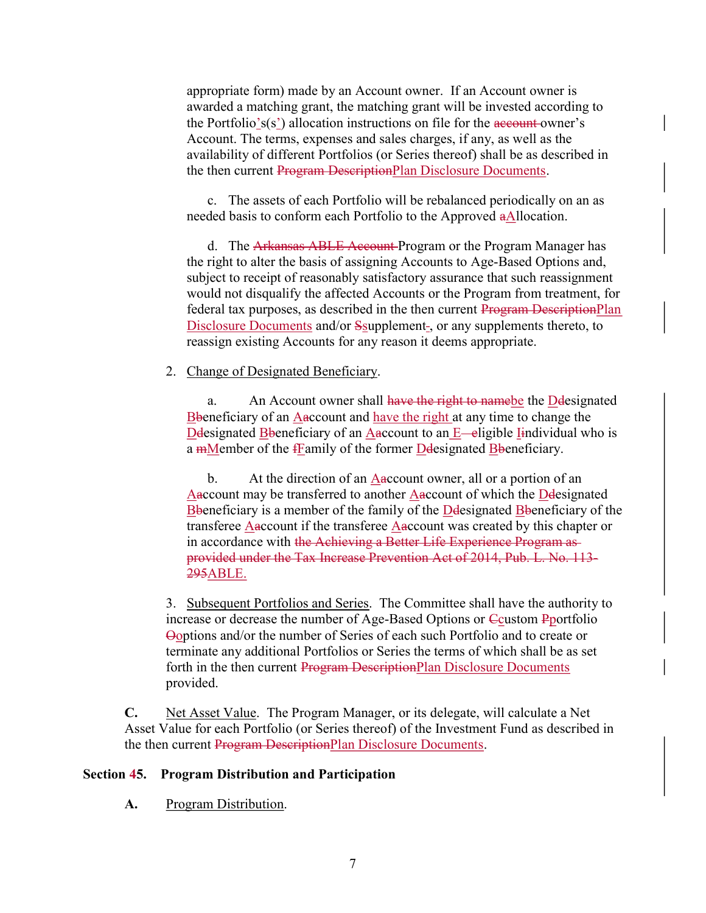appropriate form) made by an Account owner. If an Account owner is awarded a matching grant, the matching grant will be invested according to the Portfolio's(s') allocation instructions on file for the ~~account~~ owner's Account. The terms, expenses and sales charges, if any, as well as the availability of different Portfolios (or Series thereof) shall be as described in the then current ~~Program Description~~Plan Disclosure Documents.

c. The assets of each Portfolio will be rebalanced periodically on an as needed basis to conform each Portfolio to the Approved ~~a~~Allocation.

d. The ~~Arkansas ABLE Account~~ Program or the Program Manager has the right to alter the basis of assigning Accounts to Age-Based Options and, subject to receipt of reasonably satisfactory assurance that such reassignment would not disqualify the affected Accounts or the Program from treatment, for federal tax purposes, as described in the then current ~~Program Description~~Plan Disclosure Documents and/or ~~S~~supplement~~,~~, or any supplements thereto, to reassign existing Accounts for any reason it deems appropriate.

2. Change of Designated Beneficiary.

a. An Account owner shall ~~have the right to name~~be the ~~D~~Designated ~~B~~Beneficiary of an ~~a~~Account and have the right at any time to change the ~~D~~Designated ~~B~~Beneficiary of an ~~a~~Account to an E~~—e~~ligible ~~I~~Individual who is a ~~m~~Member of the ~~f~~Family of the former ~~D~~Designated ~~B~~Beneficiary.

b. At the direction of an ~~a~~Account owner, all or a portion of an ~~a~~Account may be transferred to another ~~a~~Account of which the ~~D~~Designated ~~B~~Beneficiary is a member of the family of the ~~D~~Designated ~~B~~Beneficiary of the transferee ~~a~~Account if the transferee ~~a~~Account was created by this chapter or in accordance with ~~the Achieving a Better Life Experience Program as provided under the Tax Increase Prevention Act of 2014, Pub. L. No. 113-295~~ABLE.

3. Subsequent Portfolios and Series. The Committee shall have the authority to increase or decrease the number of Age-Based Options or ~~C~~custom ~~P~~portfolio ~~O~~options and/or the number of Series of each such Portfolio and to create or terminate any additional Portfolios or Series the terms of which shall be as set forth in the then current ~~Program Description~~Plan Disclosure Documents provided.

**C.** Net Asset Value. The Program Manager, or its delegate, will calculate a Net Asset Value for each Portfolio (or Series thereof) of the Investment Fund as described in the then current ~~Program Description~~Plan Disclosure Documents.

## Section ~~4~~5. Program Distribution and Participation

**A.** Program Distribution.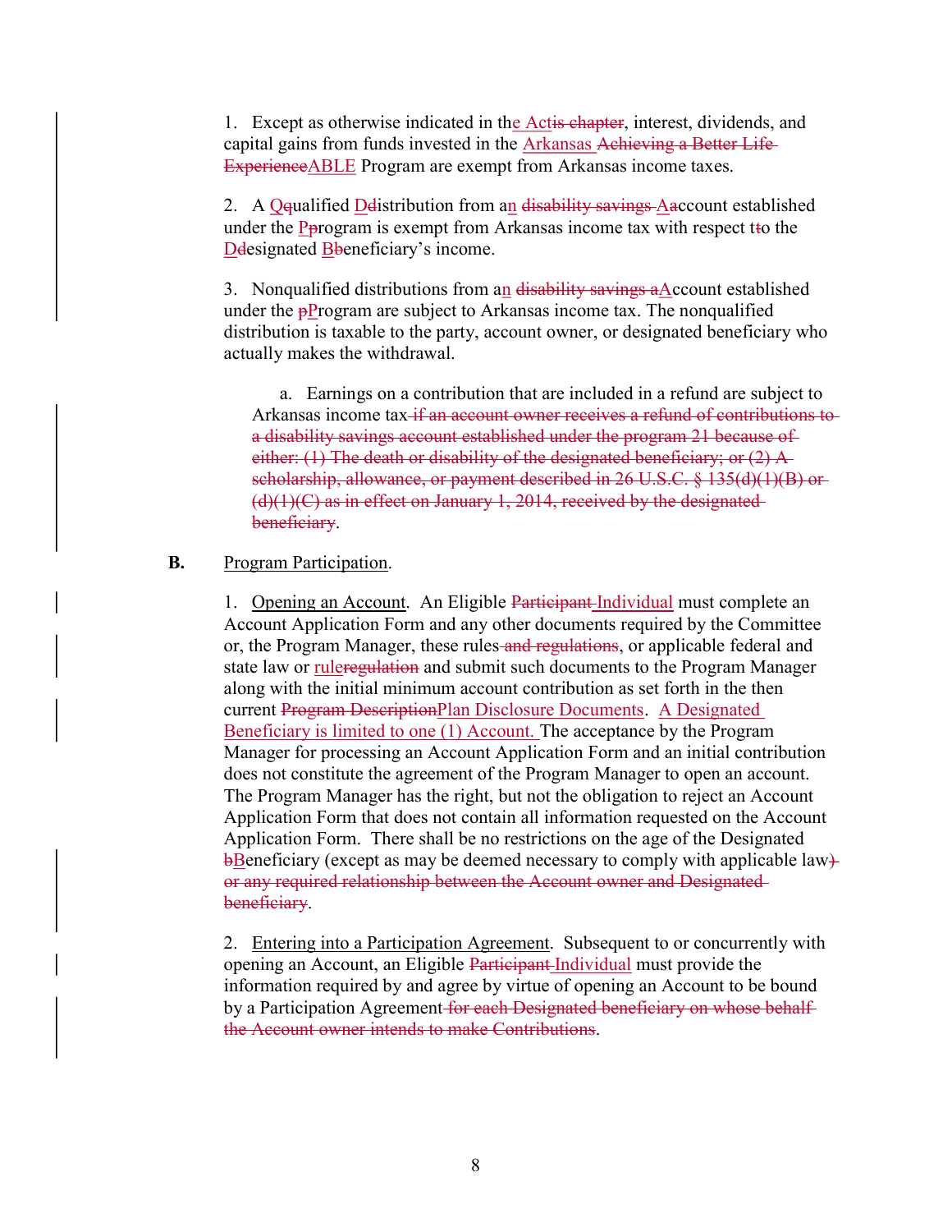1. Except as otherwise indicated in the Actis chapter, interest, dividends, and capital gains from funds invested in the Arkansas Achieving a Better Life ExperienceABLE Program are exempt from Arkansas income taxes.

2. A Qqualified Ddistribution from an disability savings Aaccount established under the Pprogram is exempt from Arkansas income tax with respect tto the Ddesignated Bbeneficiary's income.

3. Nonqualified distributions from an disability savings aAccount established under the pProgram are subject to Arkansas income tax. The nonqualified distribution is taxable to the party, account owner, or designated beneficiary who actually makes the withdrawal.

   a. Earnings on a contribution that are included in a refund are subject to Arkansas income tax if an account owner receives a refund of contributions to a disability savings account established under the program 21 because of either: (1) The death or disability of the designated beneficiary; or (2) A scholarship, allowance, or payment described in 26 U.S.C. § 135(d)(1)(B) or (d)(1)(C) as in effect on January 1, 2014, received by the designated beneficiary.

**B.** Program Participation.

1. Opening an Account. An Eligible Participant Individual must complete an Account Application Form and any other documents required by the Committee or, the Program Manager, these rules and regulations, or applicable federal and state law or ruleregulation and submit such documents to the Program Manager along with the initial minimum account contribution as set forth in the then current Program DescriptionPlan Disclosure Documents. A Designated Beneficiary is limited to one (1) Account. The acceptance by the Program Manager for processing an Account Application Form and an initial contribution does not constitute the agreement of the Program Manager to open an account. The Program Manager has the right, but not the obligation to reject an Account Application Form that does not contain all information requested on the Account Application Form. There shall be no restrictions on the age of the Designated bBeneficiary (except as may be deemed necessary to comply with applicable law) or any required relationship between the Account owner and Designated beneficiary.

2. Entering into a Participation Agreement. Subsequent to or concurrently with opening an Account, an Eligible Participant Individual must provide the information required by and agree by virtue of opening an Account to be bound by a Participation Agreement for each Designated beneficiary on whose behalf the Account owner intends to make Contributions.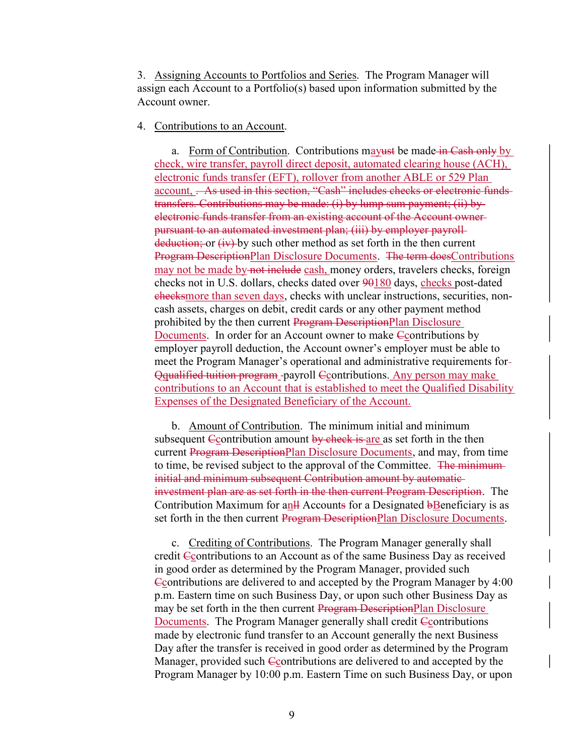3. Assigning Accounts to Portfolios and Series. The Program Manager will assign each Account to a Portfolio(s) based upon information submitted by the Account owner.

4. Contributions to an Account.

a. Form of Contribution. Contributions may~~ust~~ be made~~ in Cash only~~ by check, wire transfer, payroll direct deposit, automated clearing house (ACH), electronic funds transfer (EFT), rollover from another ABLE or 529 Plan account, ~~. As used in this section, "Cash" includes checks or electronic funds transfers. Contributions may be made: (i) by lump sum payment; (ii) by electronic funds transfer from an existing account of the Account owner pursuant to an automated investment plan; (iii) by employer payroll deduction;~~ or ~~(iv)~~ by such other method as set forth in the then current ~~Program Description~~Plan Disclosure Documents. ~~The term does~~Contributions may not be made by~~ not include~~ cash, money orders, travelers checks, foreign checks not in U.S. dollars, checks dated over ~~90~~180 days, checks post-dated ~~checks~~more than seven days, checks with unclear instructions, securities, non-cash assets, charges on debit, credit cards or any other payment method prohibited by the then current ~~Program Description~~Plan Disclosure Documents. In order for an Account owner to make ~~C~~contributions by employer payroll deduction, the Account owner's employer must be able to meet the Program Manager's operational and administrative requirements for ~~Qualified tuition program~~ payroll ~~C~~contributions. Any person may make contributions to an Account that is established to meet the Qualified Disability Expenses of the Designated Beneficiary of the Account.

b. Amount of Contribution. The minimum initial and minimum subsequent ~~C~~contribution amount ~~by check is~~ are as set forth in the then current ~~Program Description~~Plan Disclosure Documents, and may, from time to time, be revised subject to the approval of the Committee. ~~The minimum initial and minimum subsequent Contribution amount by automatic investment plan are as set forth in the then current Program Description~~. The Contribution Maximum for an~~ll~~ Account~~s~~ for a Designated ~~b~~Beneficiary is as set forth in the then current ~~Program Description~~Plan Disclosure Documents.

c. Crediting of Contributions. The Program Manager generally shall credit ~~C~~contributions to an Account as of the same Business Day as received in good order as determined by the Program Manager, provided such ~~C~~contributions are delivered to and accepted by the Program Manager by 4:00 p.m. Eastern time on such Business Day, or upon such other Business Day as may be set forth in the then current ~~Program Description~~Plan Disclosure Documents. The Program Manager generally shall credit ~~C~~contributions made by electronic fund transfer to an Account generally the next Business Day after the transfer is received in good order as determined by the Program Manager, provided such ~~C~~contributions are delivered to and accepted by the Program Manager by 10:00 p.m. Eastern Time on such Business Day, or upon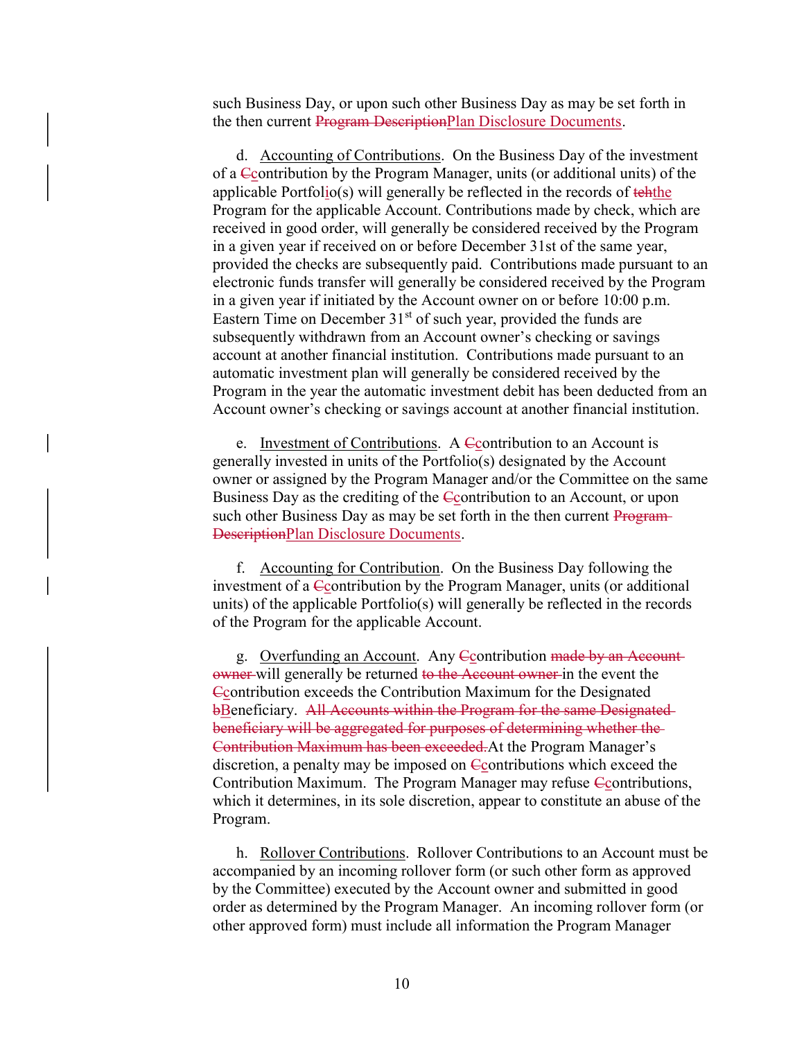such Business Day, or upon such other Business Day as may be set forth in the then current ~~Program Description~~Plan Disclosure Documents.

d. Accounting of Contributions. On the Business Day of the investment of a ~~C~~contribution by the Program Manager, units (or additional units) of the applicable Portfolio(s) will generally be reflected in the records of ~~teh~~the Program for the applicable Account. Contributions made by check, which are received in good order, will generally be considered received by the Program in a given year if received on or before December 31st of the same year, provided the checks are subsequently paid. Contributions made pursuant to an electronic funds transfer will generally be considered received by the Program in a given year if initiated by the Account owner on or before 10:00 p.m. Eastern Time on December 31st of such year, provided the funds are subsequently withdrawn from an Account owner's checking or savings account at another financial institution. Contributions made pursuant to an automatic investment plan will generally be considered received by the Program in the year the automatic investment debit has been deducted from an Account owner's checking or savings account at another financial institution.

e. Investment of Contributions. A ~~C~~contribution to an Account is generally invested in units of the Portfolio(s) designated by the Account owner or assigned by the Program Manager and/or the Committee on the same Business Day as the crediting of the ~~C~~contribution to an Account, or upon such other Business Day as may be set forth in the then current ~~Program Description~~Plan Disclosure Documents.

f. Accounting for Contribution. On the Business Day following the investment of a ~~C~~contribution by the Program Manager, units (or additional units) of the applicable Portfolio(s) will generally be reflected in the records of the Program for the applicable Account.

g. Overfunding an Account. Any ~~C~~contribution ~~made by an Account owner~~ will generally be returned ~~to the Account owner~~ in the event the ~~C~~contribution exceeds the Contribution Maximum for the Designated ~~b~~Beneficiary. ~~All Accounts within the Program for the same Designated beneficiary will be aggregated for purposes of determining whether the Contribution Maximum has been exceeded.~~At the Program Manager's discretion, a penalty may be imposed on ~~C~~contributions which exceed the Contribution Maximum. The Program Manager may refuse ~~C~~contributions, which it determines, in its sole discretion, appear to constitute an abuse of the Program.

h. Rollover Contributions. Rollover Contributions to an Account must be accompanied by an incoming rollover form (or such other form as approved by the Committee) executed by the Account owner and submitted in good order as determined by the Program Manager. An incoming rollover form (or other approved form) must include all information the Program Manager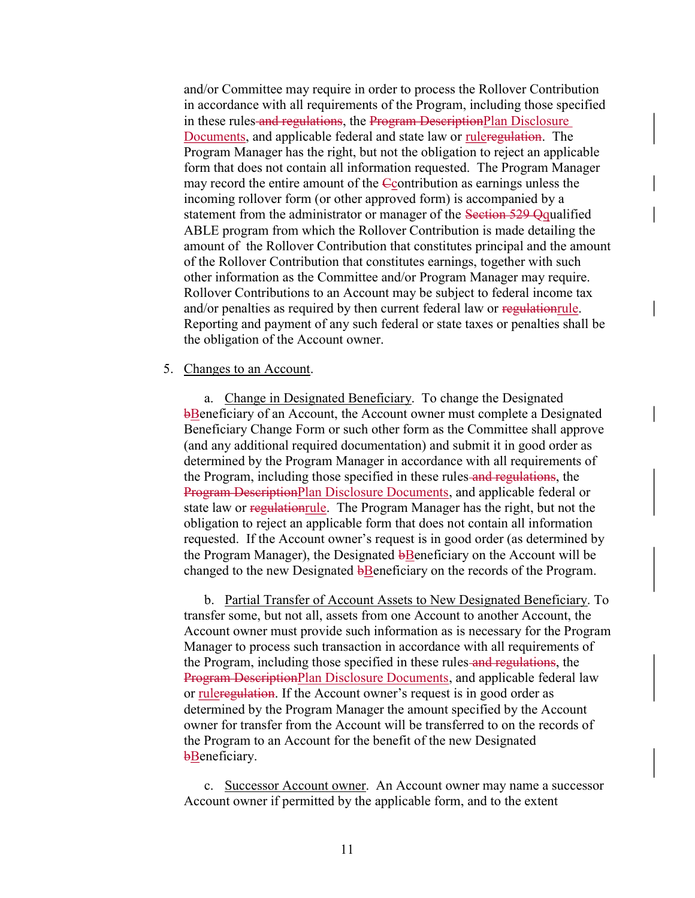and/or Committee may require in order to process the Rollover Contribution in accordance with all requirements of the Program, including those specified in these rules~~ and regulations~~, the ~~Program Description~~Plan Disclosure Documents, and applicable federal and state law or rule~~regulation~~. The Program Manager has the right, but not the obligation to reject an applicable form that does not contain all information requested. The Program Manager may record the entire amount of the ~~C~~contribution as earnings unless the incoming rollover form (or other approved form) is accompanied by a statement from the administrator or manager of the ~~Section 529 Q~~qualified ABLE program from which the Rollover Contribution is made detailing the amount of the Rollover Contribution that constitutes principal and the amount of the Rollover Contribution that constitutes earnings, together with such other information as the Committee and/or Program Manager may require. Rollover Contributions to an Account may be subject to federal income tax and/or penalties as required by then current federal law or ~~regulation~~rule. Reporting and payment of any such federal or state taxes or penalties shall be the obligation of the Account owner.

5. Changes to an Account.

   a. Change in Designated Beneficiary. To change the Designated ~~b~~Beneficiary of an Account, the Account owner must complete a Designated Beneficiary Change Form or such other form as the Committee shall approve (and any additional required documentation) and submit it in good order as determined by the Program Manager in accordance with all requirements of the Program, including those specified in these rules~~ and regulations~~, the ~~Program Description~~Plan Disclosure Documents, and applicable federal or state law or ~~regulation~~rule. The Program Manager has the right, but not the obligation to reject an applicable form that does not contain all information requested. If the Account owner's request is in good order (as determined by the Program Manager), the Designated ~~b~~Beneficiary on the Account will be changed to the new Designated ~~b~~Beneficiary on the records of the Program.

   b. Partial Transfer of Account Assets to New Designated Beneficiary. To transfer some, but not all, assets from one Account to another Account, the Account owner must provide such information as is necessary for the Program Manager to process such transaction in accordance with all requirements of the Program, including those specified in these rules~~ and regulations~~, the ~~Program Description~~Plan Disclosure Documents, and applicable federal law or rule~~regulation~~. If the Account owner's request is in good order as determined by the Program Manager the amount specified by the Account owner for transfer from the Account will be transferred to on the records of the Program to an Account for the benefit of the new Designated ~~b~~Beneficiary.

   c. Successor Account owner. An Account owner may name a successor Account owner if permitted by the applicable form, and to the extent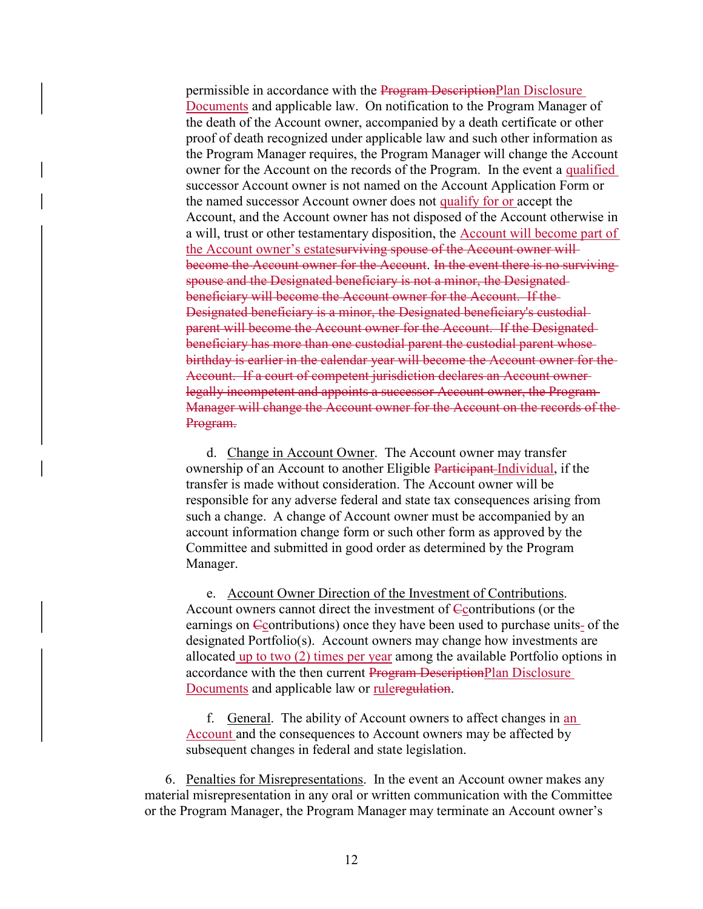permissible in accordance with the ~~Program Description~~Plan Disclosure Documents and applicable law. On notification to the Program Manager of the death of the Account owner, accompanied by a death certificate or other proof of death recognized under applicable law and such other information as the Program Manager requires, the Program Manager will change the Account owner for the Account on the records of the Program. In the event a qualified successor Account owner is not named on the Account Application Form or the named successor Account owner does not qualify for or accept the Account, and the Account owner has not disposed of the Account otherwise in a will, trust or other testamentary disposition, the Account will become part of the Account owner's estate~~surviving spouse of the Account owner will become the Account owner for the Account~~. ~~In the event there is no surviving spouse and the Designated beneficiary is not a minor, the Designated beneficiary will become the Account owner for the Account. If the Designated beneficiary is a minor, the Designated beneficiary's custodial parent will become the Account owner for the Account. If the Designated beneficiary has more than one custodial parent the custodial parent whose birthday is earlier in the calendar year will become the Account owner for the Account. If a court of competent jurisdiction declares an Account owner legally incompetent and appoints a successor Account owner, the Program Manager will change the Account owner for the Account on the records of the Program.~~

d. Change in Account Owner. The Account owner may transfer ownership of an Account to another Eligible ~~Participant~~ Individual, if the transfer is made without consideration. The Account owner will be responsible for any adverse federal and state tax consequences arising from such a change. A change of Account owner must be accompanied by an account information change form or such other form as approved by the Committee and submitted in good order as determined by the Program Manager.

e. Account Owner Direction of the Investment of Contributions. Account owners cannot direct the investment of ~~C~~contributions (or the earnings on ~~C~~contributions) once they have been used to purchase units- of the designated Portfolio(s). Account owners may change how investments are allocated up to two (2) times per year among the available Portfolio options in accordance with the then current ~~Program Description~~Plan Disclosure Documents and applicable law or rule~~regulation~~.

f. General. The ability of Account owners to affect changes in an Account and the consequences to Account owners may be affected by subsequent changes in federal and state legislation.

6. Penalties for Misrepresentations. In the event an Account owner makes any material misrepresentation in any oral or written communication with the Committee or the Program Manager, the Program Manager may terminate an Account owner's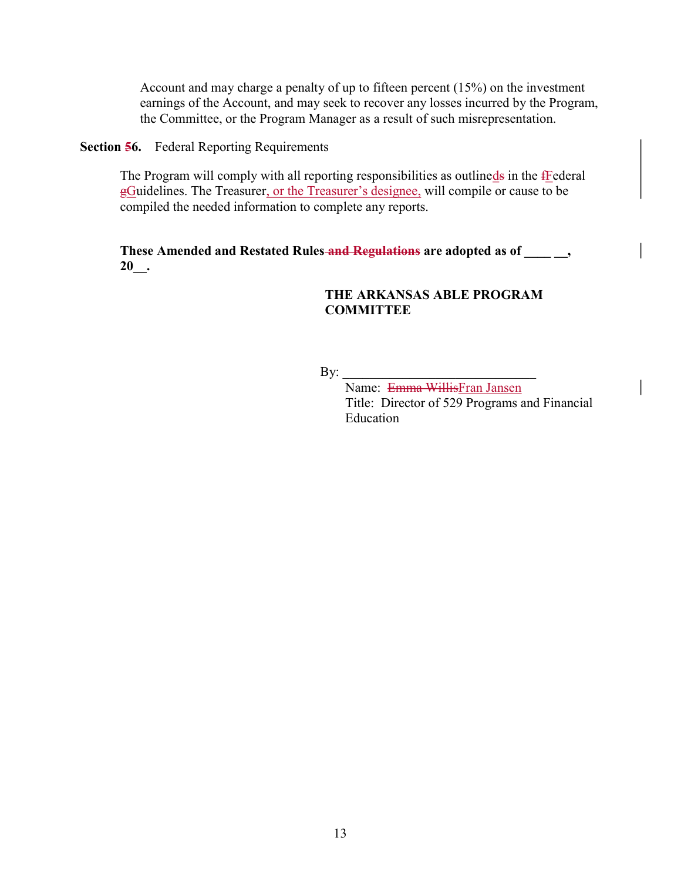Account and may charge a penalty of up to fifteen percent (15%) on the investment earnings of the Account, and may seek to recover any losses incurred by the Program, the Committee, or the Program Manager as a result of such misrepresentation.

**Section ~~5~~6.** Federal Reporting Requirements

The Program will comply with all reporting responsibilities as outlined~~s~~ in the ~~f~~Federal ~~g~~Guidelines. The Treasurer, or the Treasurer's designee, will compile or cause to be compiled the needed information to complete any reports.

**These Amended and Restated Rules ~~and Regulations~~ are adopted as of ____ __, 20__.**

**THE ARKANSAS ABLE PROGRAM COMMITTEE**

By: ______________________________

Name: ~~Emma Willis~~Fran Jansen

Title: Director of 529 Programs and Financial Education